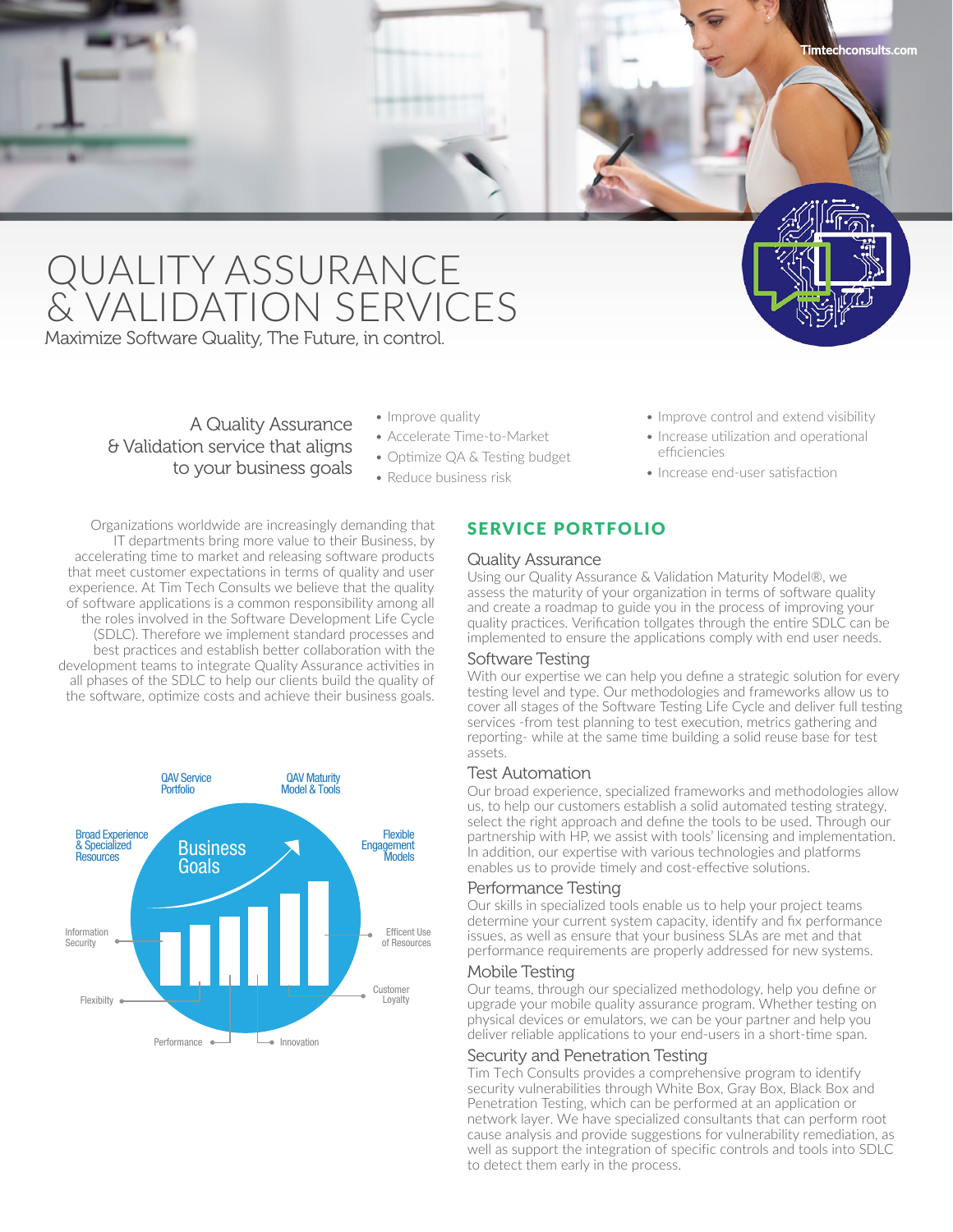Timtechconsults.com

# QUALITY ASSURANCE & VALIDATION SERVICES

Maximize Software Quality, The Future, in control.

A Quality Assurance & Validation service that aligns to your business goals

- Improve quality
- Accelerate Time-to-Market
- Optimize QA & Testing budget
- Reduce business risk
- Improve control and extend visibility
- Increase utilization and operational efficiencies
- Increase end-user satisfaction

Organizations worldwide are increasingly demanding that IT departments bring more value to their Business, by accelerating time to market and releasing software products that meet customer expectations in terms of quality and user experience. At Tim Tech Consults we believe that the quality of software applications is a common responsibility among all the roles involved in the Software Development Life Cycle (SDLC). Therefore we implement standard processes and best practices and establish better collaboration with the development teams to integrate Quality Assurance activities in all phases of the SDLC to help our clients build the quality of the software, optimize costs and achieve their business goals.

QAV Service Portfolio

QAV Maturity Model & Tools

Broad Experience & Specialized Resources

Business Goals

Flexible Engagement Models

Information Security

Efficent Use of Resources

Flexibilty

Customer Loyalty

Performance

Innovation

## SERVICE PORTFOLIO

### Quality Assurance

Using our Quality Assurance & Validation Maturity Model®, we assess the maturity of your organization in terms of software quality and create a roadmap to guide you in the process of improving your quality practices. Verification tollgates through the entire SDLC can be implemented to ensure the applications comply with end user needs.

### Software Testing

With our expertise we can help you define a strategic solution for every testing level and type. Our methodologies and frameworks allow us to cover all stages of the Software Testing Life Cycle and deliver full testing services -from test planning to test execution, metrics gathering and reporting- while at the same time building a solid reuse base for test assets.

### Test Automation

Our broad experience, specialized frameworks and methodologies allow us, to help our customers establish a solid automated testing strategy, select the right approach and define the tools to be used. Through our partnership with HP, we assist with tools' licensing and implementation. In addition, our expertise with various technologies and platforms enables us to provide timely and cost-effective solutions.

### Performance Testing

Our skills in specialized tools enable us to help your project teams determine your current system capacity, identify and fix performance issues, as well as ensure that your business SLAs are met and that performance requirements are properly addressed for new systems.

### Mobile Testing

Our teams, through our specialized methodology, help you define or upgrade your mobile quality assurance program. Whether testing on physical devices or emulators, we can be your partner and help you deliver reliable applications to your end-users in a short-time span.

### Security and Penetration Testing

Tim Tech Consults provides a comprehensive program to identify security vulnerabilities through White Box, Gray Box, Black Box and Penetration Testing, which can be performed at an application or network layer. We have specialized consultants that can perform root cause analysis and provide suggestions for vulnerability remediation, as well as support the integration of specific controls and tools into SDLC to detect them early in the process.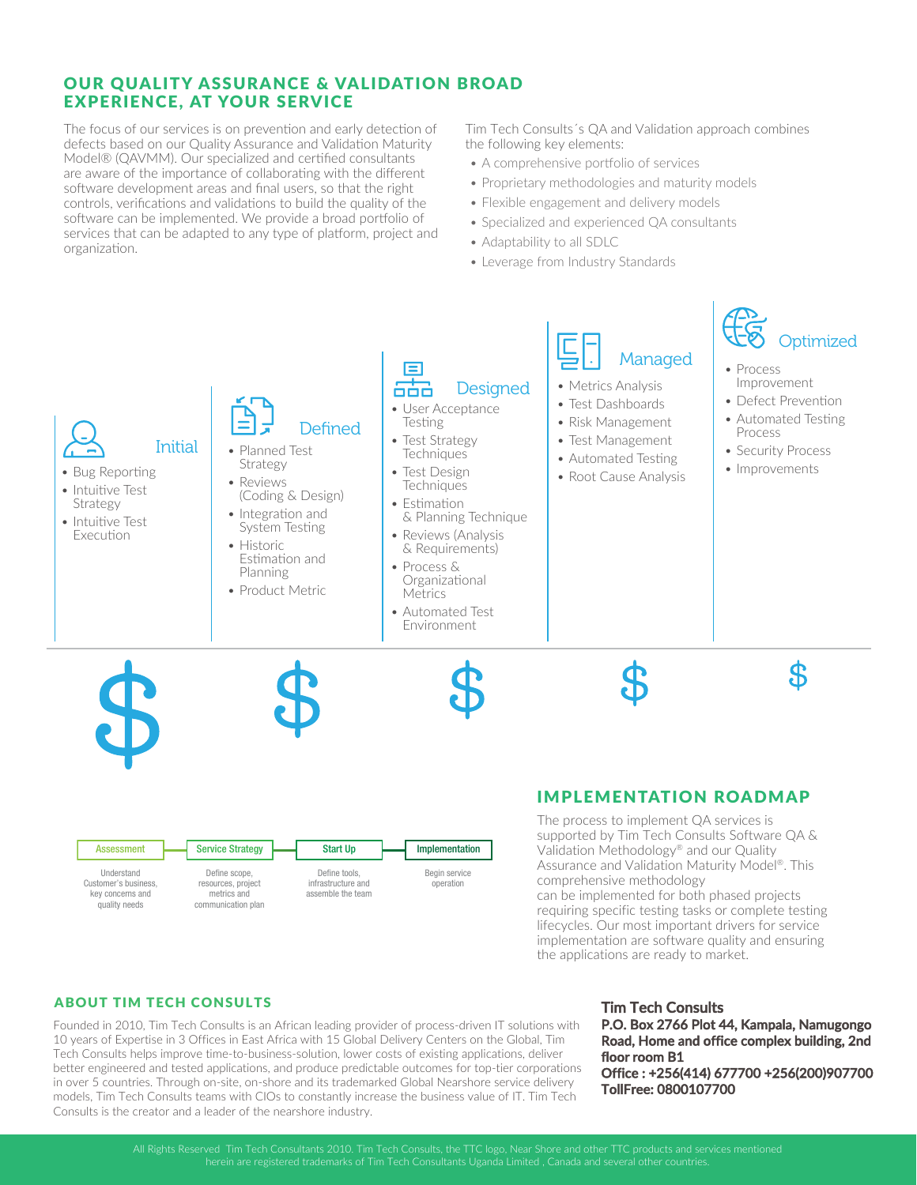## OUR QUALITY ASSURANCE & VALIDATION BROAD EXPERIENCE, AT YOUR SERVICE

The focus of our services is on prevention and early detection of defects based on our Quality Assurance and Validation Maturity Model® (QAVMM). Our specialized and certified consultants are aware of the importance of collaborating with the different software development areas and final users, so that the right controls, verifications and validations to build the quality of the software can be implemented. We provide a broad portfolio of services that can be adapted to any type of platform, project and organization.

Tim Tech Consults´s QA and Validation approach combines the following key elements:

- A comprehensive portfolio of services
- Proprietary methodologies and maturity models
- Flexible engagement and delivery models
- Specialized and experienced QA consultants
- Adaptability to all SDLC
- Leverage from Industry Standards

### Initial

- Bug Reporting
- Intuitive Test Strategy
- Intuitive Test Execution

### Defined

- Planned Test Strategy
- Reviews (Coding & Design)
- Integration and System Testing
- Historic Estimation and Planning
- Product Metric

### Designed

- User Acceptance Testing
- Test Strategy Techniques
- Test Design Techniques
- Estimation & Planning Technique
- Reviews (Analysis & Requirements)
- Process & Organizational Metrics
- Automated Test Environment

### Managed

- Metrics Analysis
- Test Dashboards
- Risk Management
- Test Management
- Automated Testing
- Root Cause Analysis

### Optimized

- Process Improvement
- Defect Prevention
- Automated Testing Process
- Security Process
- Improvements

$ $ $ $ $

## IMPLEMENTATION ROADMAP

| Assessment | Service Strategy | Start Up | Implementation |
|---|---|---|---|
| Understand Customer's business, key concerns and quality needs | Define scope, resources, project metrics and communication plan | Define tools, infrastructure and assemble the team | Begin service operation |

The process to implement QA services is supported by Tim Tech Consults Software QA & Validation Methodology® and our Quality Assurance and Validation Maturity Model®. This comprehensive methodology can be implemented for both phased projects requiring specific testing tasks or complete testing lifecycles. Our most important drivers for service implementation are software quality and ensuring the applications are ready to market.

## ABOUT TIM TECH CONSULTS

Founded in 2010, Tim Tech Consults is an African leading provider of process-driven IT solutions with 10 years of Expertise in 3 Offices in East Africa with 15 Global Delivery Centers on the Global, Tim Tech Consults helps improve time-to-business-solution, lower costs of existing applications, deliver better engineered and tested applications, and produce predictable outcomes for top-tier corporations in over 5 countries. Through on-site, on-shore and its trademarked Global Nearshore service delivery models, Tim Tech Consults teams with CIOs to constantly increase the business value of IT. Tim Tech Consults is the creator and a leader of the nearshore industry.

**Tim Tech Consults**
**P.O. Box 2766 Plot 44, Kampala, Namugongo Road, Home and office complex building, 2nd floor room B1**
**Office : +256(414) 677700 +256(200)907700**
**TollFree: 0800107700**

All Rights Reserved Tim Tech Consultants 2010. Tim Tech Consults, the TTC logo, Near Shore and other TTC products and services mentioned herein are registered trademarks of Tim Tech Consultants Uganda Limited , Canada and several other countries.